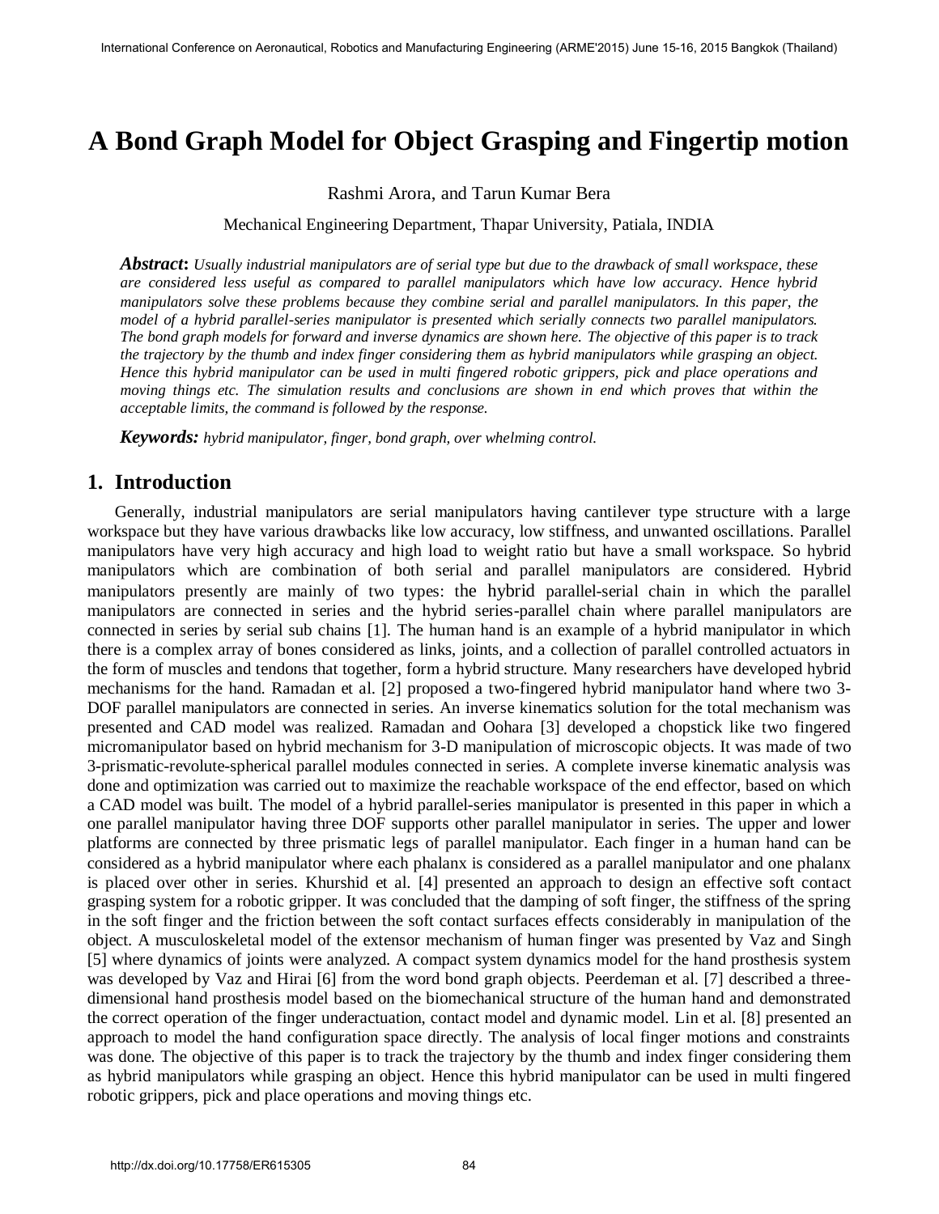# A Bond Graph Model for Object Grasping and Fingertip motion

Rashmi Arora, and Tarun Kumar Bera

Mechanical Engineering Department, Thapar University, Patiala, INDIA

***Abstract*:** *Usually industrial manipulators are of serial type but due to the drawback of small workspace, these are considered less useful as compared to parallel manipulators which have low accuracy. Hence hybrid manipulators solve these problems because they combine serial and parallel manipulators. In this paper, the model of a hybrid parallel-series manipulator is presented which serially connects two parallel manipulators. The bond graph models for forward and inverse dynamics are shown here. The objective of this paper is to track the trajectory by the thumb and index finger considering them as hybrid manipulators while grasping an object. Hence this hybrid manipulator can be used in multi fingered robotic grippers, pick and place operations and moving things etc. The simulation results and conclusions are shown in end which proves that within the acceptable limits, the command is followed by the response.*

***Keywords:*** *hybrid manipulator, finger, bond graph, over whelming control.*

## 1. Introduction

Generally, industrial manipulators are serial manipulators having cantilever type structure with a large workspace but they have various drawbacks like low accuracy, low stiffness, and unwanted oscillations. Parallel manipulators have very high accuracy and high load to weight ratio but have a small workspace. So hybrid manipulators which are combination of both serial and parallel manipulators are considered. Hybrid manipulators presently are mainly of two types: the hybrid parallel-serial chain in which the parallel manipulators are connected in series and the hybrid series-parallel chain where parallel manipulators are connected in series by serial sub chains [1]. The human hand is an example of a hybrid manipulator in which there is a complex array of bones considered as links, joints, and a collection of parallel controlled actuators in the form of muscles and tendons that together, form a hybrid structure. Many researchers have developed hybrid mechanisms for the hand. Ramadan et al. [2] proposed a two-fingered hybrid manipulator hand where two 3-DOF parallel manipulators are connected in series. An inverse kinematics solution for the total mechanism was presented and CAD model was realized. Ramadan and Oohara [3] developed a chopstick like two fingered micromanipulator based on hybrid mechanism for 3-D manipulation of microscopic objects. It was made of two 3-prismatic-revolute-spherical parallel modules connected in series. A complete inverse kinematic analysis was done and optimization was carried out to maximize the reachable workspace of the end effector, based on which a CAD model was built. The model of a hybrid parallel-series manipulator is presented in this paper in which a one parallel manipulator having three DOF supports other parallel manipulator in series. The upper and lower platforms are connected by three prismatic legs of parallel manipulator. Each finger in a human hand can be considered as a hybrid manipulator where each phalanx is considered as a parallel manipulator and one phalanx is placed over other in series. Khurshid et al. [4] presented an approach to design an effective soft contact grasping system for a robotic gripper. It was concluded that the damping of soft finger, the stiffness of the spring in the soft finger and the friction between the soft contact surfaces effects considerably in manipulation of the object. A musculoskeletal model of the extensor mechanism of human finger was presented by Vaz and Singh [5] where dynamics of joints were analyzed. A compact system dynamics model for the hand prosthesis system was developed by Vaz and Hirai [6] from the word bond graph objects. Peerdeman et al. [7] described a three-dimensional hand prosthesis model based on the biomechanical structure of the human hand and demonstrated the correct operation of the finger underactuation, contact model and dynamic model. Lin et al. [8] presented an approach to model the hand configuration space directly. The analysis of local finger motions and constraints was done. The objective of this paper is to track the trajectory by the thumb and index finger considering them as hybrid manipulators while grasping an object. Hence this hybrid manipulator can be used in multi fingered robotic grippers, pick and place operations and moving things etc.

http://dx.doi.org/10.17758/ER615305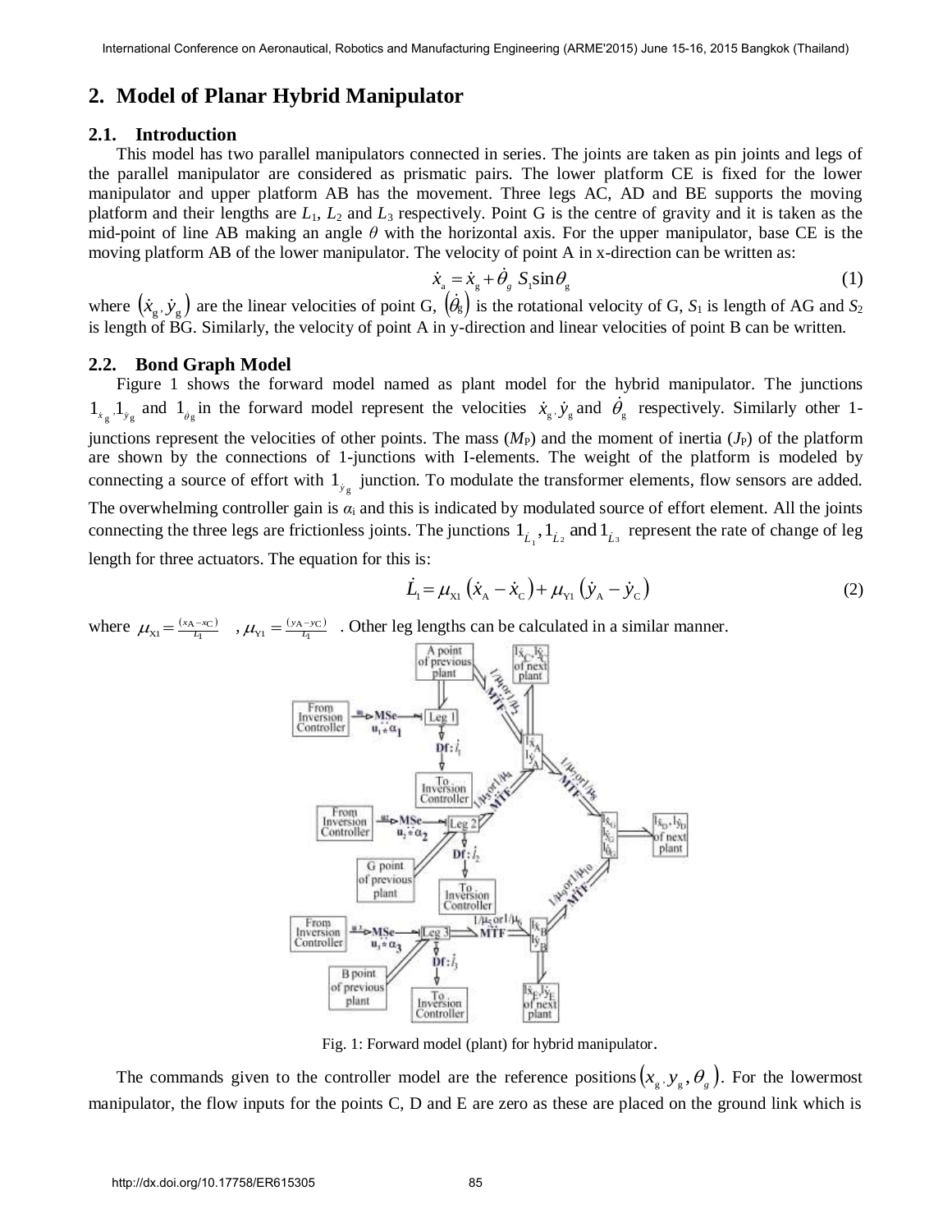## 2. Model of Planar Hybrid Manipulator

### 2.1. Introduction

This model has two parallel manipulators connected in series. The joints are taken as pin joints and legs of the parallel manipulator are considered as prismatic pairs. The lower platform CE is fixed for the lower manipulator and upper platform AB has the movement. Three legs AC, AD and BE supports the moving platform and their lengths are $L_1$, $L_2$ and $L_3$ respectively. Point G is the centre of gravity and it is taken as the mid-point of line AB making an angle $\theta$ with the horizontal axis. For the upper manipulator, base CE is the moving platform AB of the lower manipulator. The velocity of point A in x-direction can be written as:

$$\dot{x}_a = \dot{x}_g + \dot{\theta}_g \, S_1 \sin\theta_g \tag{1}$$

where $(\dot{x}_g, \dot{y}_g)$ are the linear velocities of point G, $(\dot{\theta}_g)$ is the rotational velocity of G, $S_1$ is length of AG and $S_2$ is length of BG. Similarly, the velocity of point A in y-direction and linear velocities of point B can be written.

### 2.2. Bond Graph Model

Figure 1 shows the forward model named as plant model for the hybrid manipulator. The junctions $1_{\dot{x}_g}$, $1_{\dot{y}_g}$ and $1_{\dot{\theta}_g}$ in the forward model represent the velocities $\dot{x}_g$, $\dot{y}_g$ and $\dot{\theta}_g$ respectively. Similarly other 1-junctions represent the velocities of other points. The mass ($M_P$) and the moment of inertia ($J_P$) of the platform are shown by the connections of 1-junctions with I-elements. The weight of the platform is modeled by connecting a source of effort with $1_{\dot{y}_g}$ junction. To modulate the transformer elements, flow sensors are added. The overwhelming controller gain is $\alpha_i$ and this is indicated by modulated source of effort element. All the joints connecting the three legs are frictionless joints. The junctions $1_{\dot{L}_1}$, $1_{\dot{L}_2}$ and $1_{\dot{L}_3}$ represent the rate of change of leg length for three actuators. The equation for this is:

$$\dot{L}_1 = \mu_{X1}\left(\dot{x}_A - \dot{x}_C\right) + \mu_{Y1}\left(\dot{y}_A - \dot{y}_C\right) \tag{2}$$

where $\mu_{X1} = \frac{(x_A - x_C)}{L_1}$, $\mu_{Y1} = \frac{(y_A - y_C)}{L_1}$. Other leg lengths can be calculated in a similar manner.

Fig. 1: Forward model (plant) for hybrid manipulator.

The commands given to the controller model are the reference positions $(x_g, y_g, \theta_g)$. For the lowermost manipulator, the flow inputs for the points C, D and E are zero as these are placed on the ground link which is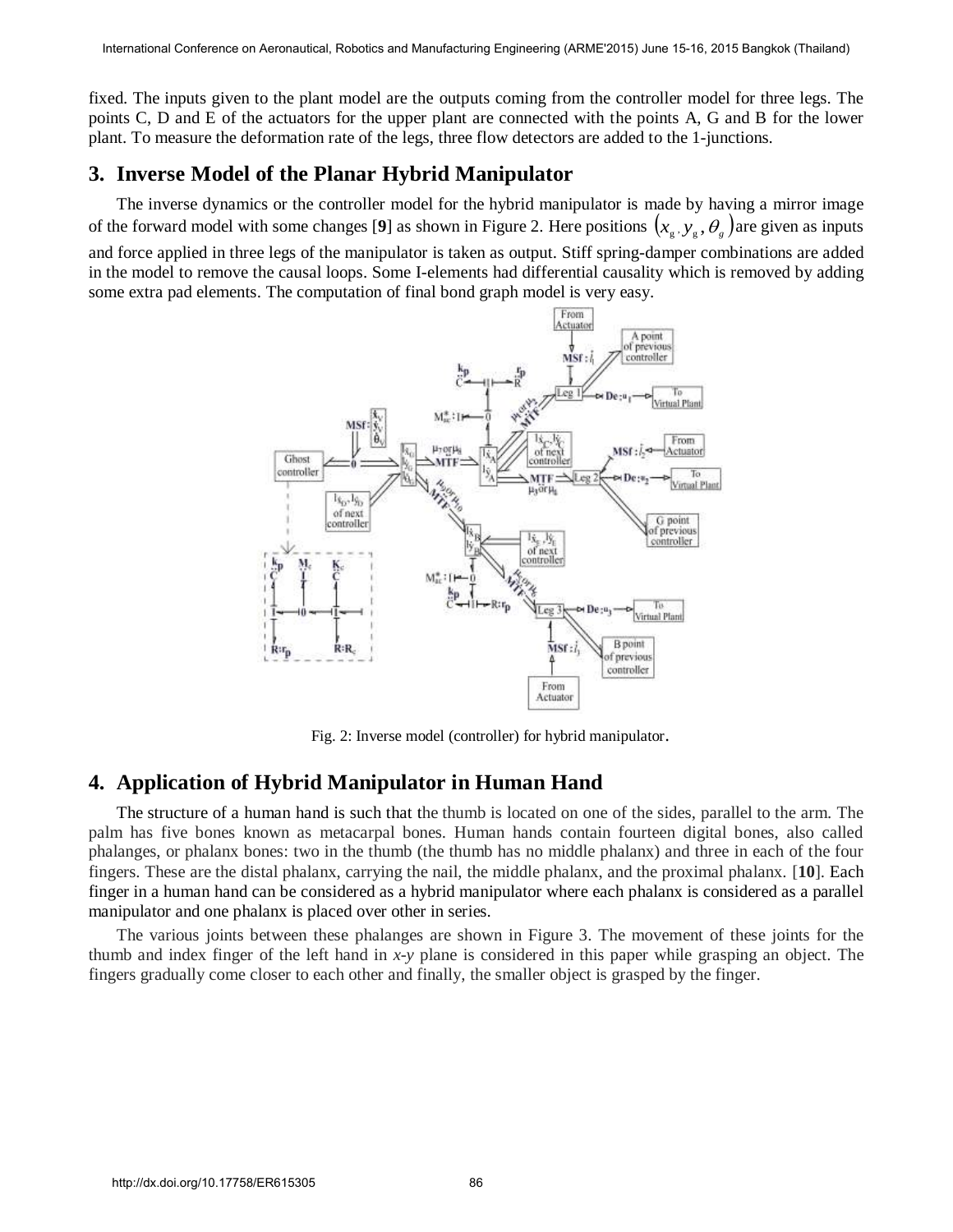fixed. The inputs given to the plant model are the outputs coming from the controller model for three legs. The points C, D and E of the actuators for the upper plant are connected with the points A, G and B for the lower plant. To measure the deformation rate of the legs, three flow detectors are added to the 1-junctions.

## 3. Inverse Model of the Planar Hybrid Manipulator

The inverse dynamics or the controller model for the hybrid manipulator is made by having a mirror image of the forward model with some changes [**9**] as shown in Figure 2. Here positions $(x_g, y_g, \theta_g)$ are given as inputs and force applied in three legs of the manipulator is taken as output. Stiff spring-damper combinations are added in the model to remove the causal loops. Some I-elements had differential causality which is removed by adding some extra pad elements. The computation of final bond graph model is very easy.

Fig. 2: Inverse model (controller) for hybrid manipulator.

## 4. Application of Hybrid Manipulator in Human Hand

The structure of a human hand is such that the thumb is located on one of the sides, parallel to the arm. The palm has five bones known as metacarpal bones. Human hands contain fourteen digital bones, also called phalanges, or phalanx bones: two in the thumb (the thumb has no middle phalanx) and three in each of the four fingers. These are the distal phalanx, carrying the nail, the middle phalanx, and the proximal phalanx. [**10**]. Each finger in a human hand can be considered as a hybrid manipulator where each phalanx is considered as a parallel manipulator and one phalanx is placed over other in series.

The various joints between these phalanges are shown in Figure 3. The movement of these joints for the thumb and index finger of the left hand in *x-y* plane is considered in this paper while grasping an object. The fingers gradually come closer to each other and finally, the smaller object is grasped by the finger.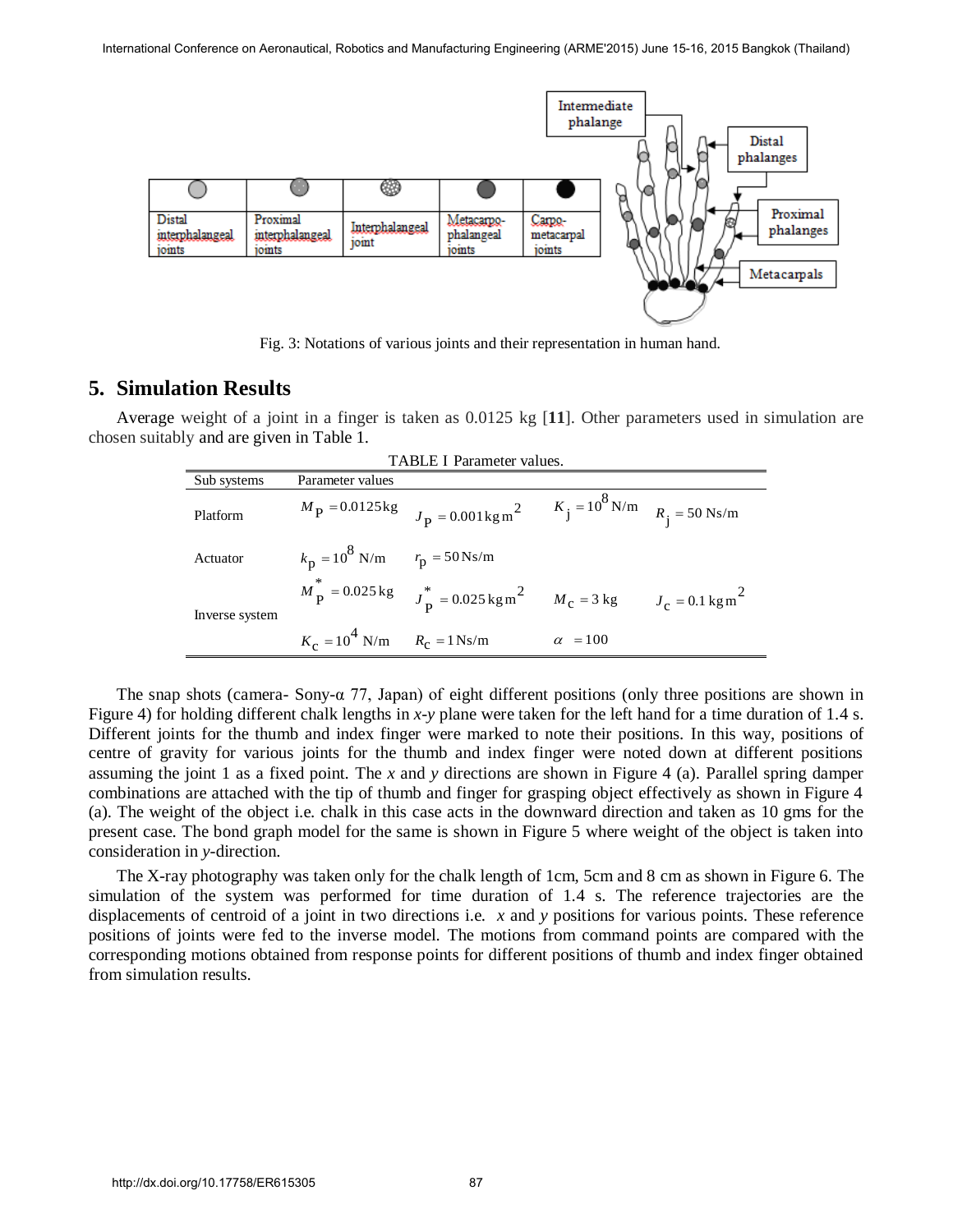Distal interphalangeal joints

Proximal interphalangeal joints

Interphalangeal joint

Metacarpo-phalangeal joints

Carpo-metacarpal joints

Intermediate phalange

Distal phalanges

Proximal phalanges

Metacarpals

Fig. 3: Notations of various joints and their representation in human hand.

## 5. Simulation Results

Average weight of a joint in a finger is taken as 0.0125 kg [**11**]. Other parameters used in simulation are chosen suitably and are given in Table 1.

TABLE I Parameter values.

| Sub systems | Parameter values | | | |
|---|---|---|---|---|
| Platform | $M_P = 0.0125\,\text{kg}$ | $J_P = 0.001\,\text{kg m}^2$ | $K_j = 10^8\,\text{N/m}$ | $R_j = 50\,\text{Ns/m}$ |
| Actuator | $k_p = 10^8\,\text{N/m}$ | $r_p = 50\,\text{Ns/m}$ | | |
| Inverse system | $M_P^* = 0.025\,\text{kg}$ | $J_P^* = 0.025\,\text{kg m}^2$ | $M_c = 3\,\text{kg}$ | $J_c = 0.1\,\text{kg m}^2$ |
| | $K_c = 10^4\,\text{N/m}$ | $R_c = 1\,\text{Ns/m}$ | $\alpha = 100$ | |

The snap shots (camera- Sony-α 77, Japan) of eight different positions (only three positions are shown in Figure 4) for holding different chalk lengths in *x-y* plane were taken for the left hand for a time duration of 1.4 s. Different joints for the thumb and index finger were marked to note their positions. In this way, positions of centre of gravity for various joints for the thumb and index finger were noted down at different positions assuming the joint 1 as a fixed point. The *x* and *y* directions are shown in Figure 4 (a). Parallel spring damper combinations are attached with the tip of thumb and finger for grasping object effectively as shown in Figure 4 (a). The weight of the object i.e. chalk in this case acts in the downward direction and taken as 10 gms for the present case. The bond graph model for the same is shown in Figure 5 where weight of the object is taken into consideration in *y*-direction.

The X-ray photography was taken only for the chalk length of 1cm, 5cm and 8 cm as shown in Figure 6. The simulation of the system was performed for time duration of 1.4 s. The reference trajectories are the displacements of centroid of a joint in two directions i.e. *x* and *y* positions for various points. These reference positions of joints were fed to the inverse model. The motions from command points are compared with the corresponding motions obtained from response points for different positions of thumb and index finger obtained from simulation results.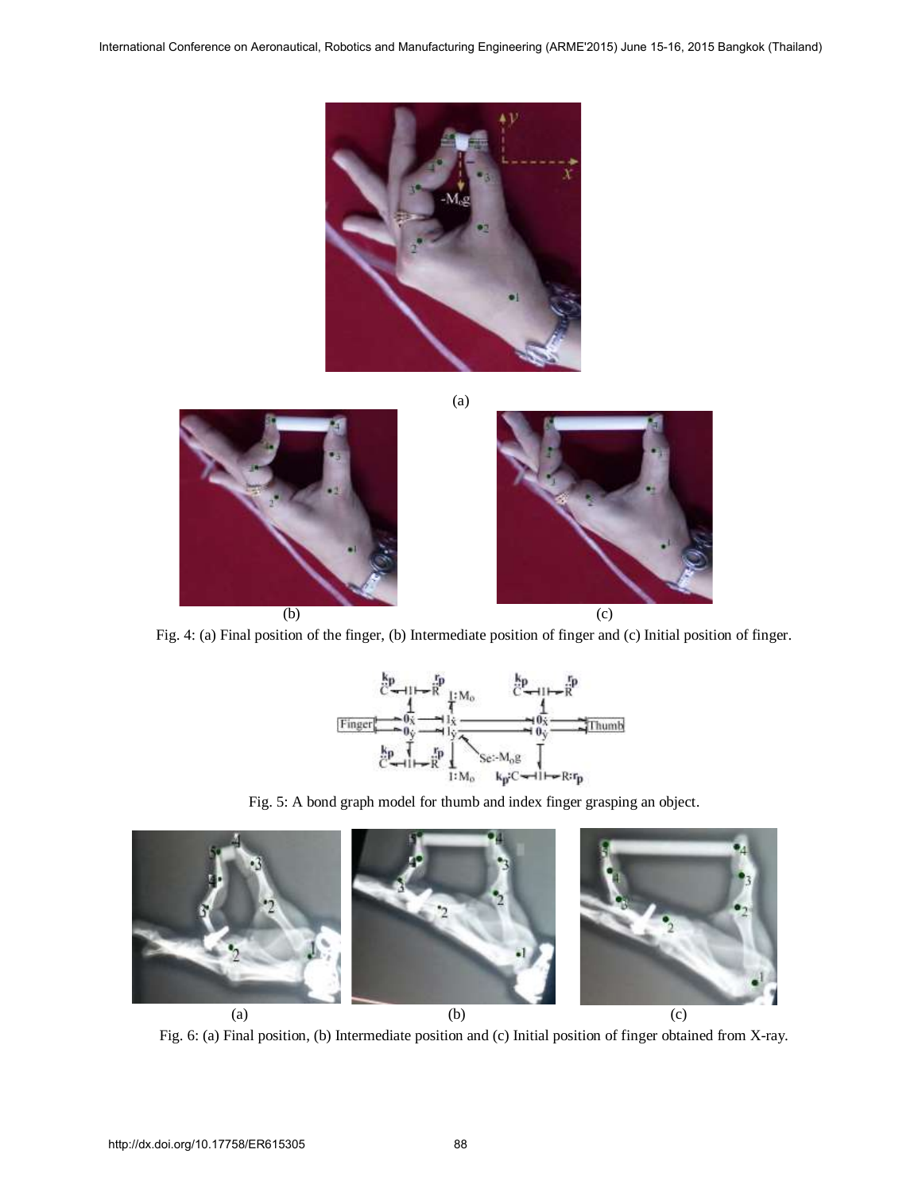(a)

(b) (c)

Fig. 4: (a) Final position of the finger, (b) Intermediate position of finger and (c) Initial position of finger.

Fig. 5: A bond graph model for thumb and index finger grasping an object.

(a) (b) (c)

Fig. 6: (a) Final position, (b) Intermediate position and (c) Initial position of finger obtained from X-ray.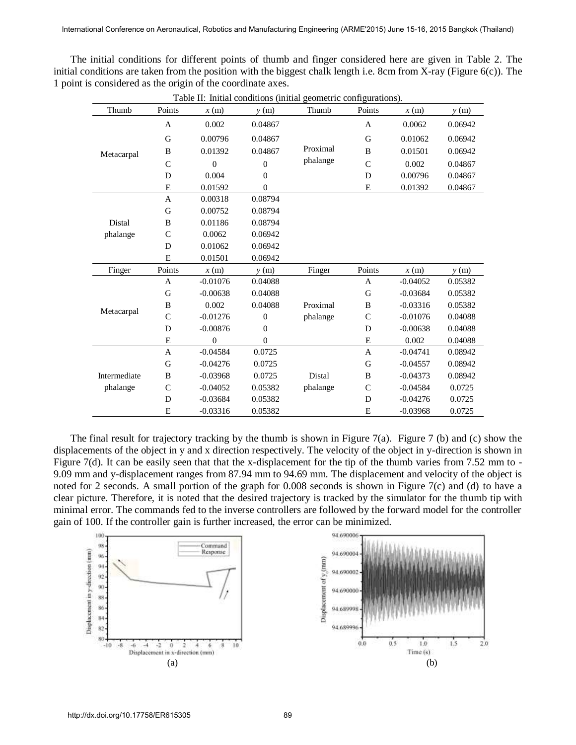The initial conditions for different points of thumb and finger considered here are given in Table 2. The initial conditions are taken from the position with the biggest chalk length i.e. 8cm from X-ray (Figure 6(c)). The 1 point is considered as the origin of the coordinate axes.

Table II: Initial conditions (initial geometric configurations).

| Thumb | Points | $x$ (m) | $y$ (m) | Thumb | Points | $x$ (m) | $y$ (m) |
|---|---|---|---|---|---|---|---|
| Metacarpal | A | 0.002 | 0.04867 | Proximal phalange | A | 0.0062 | 0.06942 |
| | G | 0.00796 | 0.04867 | | G | 0.01062 | 0.06942 |
| | B | 0.01392 | 0.04867 | | B | 0.01501 | 0.06942 |
| | C | 0 | 0 | | C | 0.002 | 0.04867 |
| | D | 0.004 | 0 | | D | 0.00796 | 0.04867 |
| | E | 0.01592 | 0 | | E | 0.01392 | 0.04867 |
| Distal phalange | A | 0.00318 | 0.08794 | | | | |
| | G | 0.00752 | 0.08794 | | | | |
| | B | 0.01186 | 0.08794 | | | | |
| | C | 0.0062 | 0.06942 | | | | |
| | D | 0.01062 | 0.06942 | | | | |
| | E | 0.01501 | 0.06942 | | | | |
| **Finger** | **Points** | **$x$ (m)** | **$y$ (m)** | **Finger** | **Points** | **$x$ (m)** | **$y$ (m)** |
| Metacarpal | A | -0.01076 | 0.04088 | Proximal phalange | A | -0.04052 | 0.05382 |
| | G | -0.00638 | 0.04088 | | G | -0.03684 | 0.05382 |
| | B | 0.002 | 0.04088 | | B | -0.03316 | 0.05382 |
| | C | -0.01276 | 0 | | C | -0.01076 | 0.04088 |
| | D | -0.00876 | 0 | | D | -0.00638 | 0.04088 |
| | E | 0 | 0 | | E | 0.002 | 0.04088 |
| Intermediate phalange | A | -0.04584 | 0.0725 | Distal phalange | A | -0.04741 | 0.08942 |
| | G | -0.04276 | 0.0725 | | G | -0.04557 | 0.08942 |
| | B | -0.03968 | 0.0725 | | B | -0.04373 | 0.08942 |
| | C | -0.04052 | 0.05382 | | C | -0.04584 | 0.0725 |
| | D | -0.03684 | 0.05382 | | D | -0.04276 | 0.0725 |
| | E | -0.03316 | 0.05382 | | E | -0.03968 | 0.0725 |

The final result for trajectory tracking by the thumb is shown in Figure 7(a). Figure 7 (b) and (c) show the displacements of the object in y and x direction respectively. The velocity of the object in y-direction is shown in Figure 7(d). It can be easily seen that that the x-displacement for the tip of the thumb varies from 7.52 mm to -9.09 mm and y-displacement ranges from 87.94 mm to 94.69 mm. The displacement and velocity of the object is noted for 2 seconds. A small portion of the graph for 0.008 seconds is shown in Figure 7(c) and (d) to have a clear picture. Therefore, it is noted that the desired trajectory is tracked by the simulator for the thumb tip with minimal error. The commands fed to the inverse controllers are followed by the forward model for the controller gain of 100. If the controller gain is further increased, the error can be minimized.

Command
Response
Displacement in y-direction (mm)
Displacement in x-direction (mm)
100
98
96
94
92
90
88
86
84
82
80
-10 -8 -6 -4 -2 0 2 4 6 8 10

(a)

Displacement of $y_o$ (mm)
Time (s)
94.690006
94.690004
94.690002
94.690000
94.689998
94.689996
0.0 0.5 1.0 1.5 2.0

(b)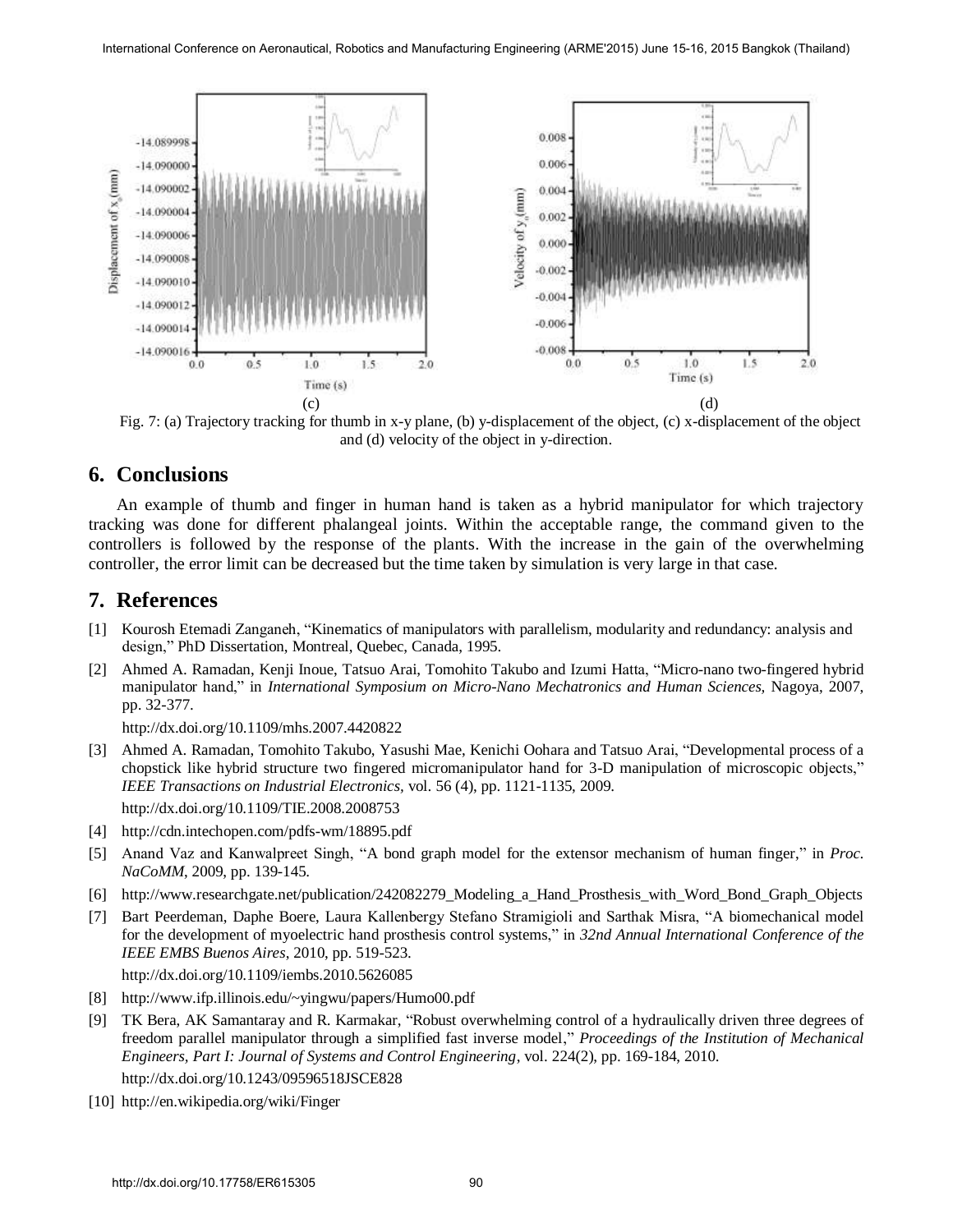-14.089998
-14.090000
-14.090002
-14.090004
-14.090006
-14.090008
-14.090010
-14.090012
-14.090014
-14.090016

Displacement of $x_o$ (mm)

0.0 0.5 1.0 1.5 2.0

Time (s)

(c)

0.008
0.006
0.004
0.002
0.000
-0.002
-0.004
-0.006
-0.008

Velocity of $y_o$ (mm)

0.0 0.5 1.0 1.5 2.0

Time (s)

(d)

Fig. 7: (a) Trajectory tracking for thumb in x-y plane, (b) y-displacement of the object, (c) x-displacement of the object and (d) velocity of the object in y-direction.

## 6. Conclusions

An example of thumb and finger in human hand is taken as a hybrid manipulator for which trajectory tracking was done for different phalangeal joints. Within the acceptable range, the command given to the controllers is followed by the response of the plants. With the increase in the gain of the overwhelming controller, the error limit can be decreased but the time taken by simulation is very large in that case.

## 7. References

[1] Kourosh Etemadi Zanganeh, "Kinematics of manipulators with parallelism, modularity and redundancy: analysis and design," PhD Dissertation, Montreal, Quebec, Canada, 1995.

[2] Ahmed A. Ramadan, Kenji Inoue, Tatsuo Arai, Tomohito Takubo and Izumi Hatta, "Micro-nano two-fingered hybrid manipulator hand," in *International Symposium on Micro-Nano Mechatronics and Human Sciences*, Nagoya, 2007, pp. 32-377.
http://dx.doi.org/10.1109/mhs.2007.4420822

[3] Ahmed A. Ramadan, Tomohito Takubo, Yasushi Mae, Kenichi Oohara and Tatsuo Arai, "Developmental process of a chopstick like hybrid structure two fingered micromanipulator hand for 3-D manipulation of microscopic objects," *IEEE Transactions on Industrial Electronics*, vol. 56 (4), pp. 1121-1135, 2009.
http://dx.doi.org/10.1109/TIE.2008.2008753

[4] http://cdn.intechopen.com/pdfs-wm/18895.pdf

[5] Anand Vaz and Kanwalpreet Singh, "A bond graph model for the extensor mechanism of human finger," in *Proc. NaCoMM*, 2009, pp. 139-145.

[6] http://www.researchgate.net/publication/242082279_Modeling_a_Hand_Prosthesis_with_Word_Bond_Graph_Objects

[7] Bart Peerdeman, Daphe Boere, Laura Kallenbergy Stefano Stramigioli and Sarthak Misra, "A biomechanical model for the development of myoelectric hand prosthesis control systems," in *32nd Annual International Conference of the IEEE EMBS Buenos Aires*, 2010, pp. 519-523.
http://dx.doi.org/10.1109/iembs.2010.5626085

[8] http://www.ifp.illinois.edu/~yingwu/papers/Humo00.pdf

[9] TK Bera, AK Samantaray and R. Karmakar, "Robust overwhelming control of a hydraulically driven three degrees of freedom parallel manipulator through a simplified fast inverse model," *Proceedings of the Institution of Mechanical Engineers, Part I: Journal of Systems and Control Engineering*, vol. 224(2), pp. 169-184, 2010.
http://dx.doi.org/10.1243/09596518JSCE828

[10] http://en.wikipedia.org/wiki/Finger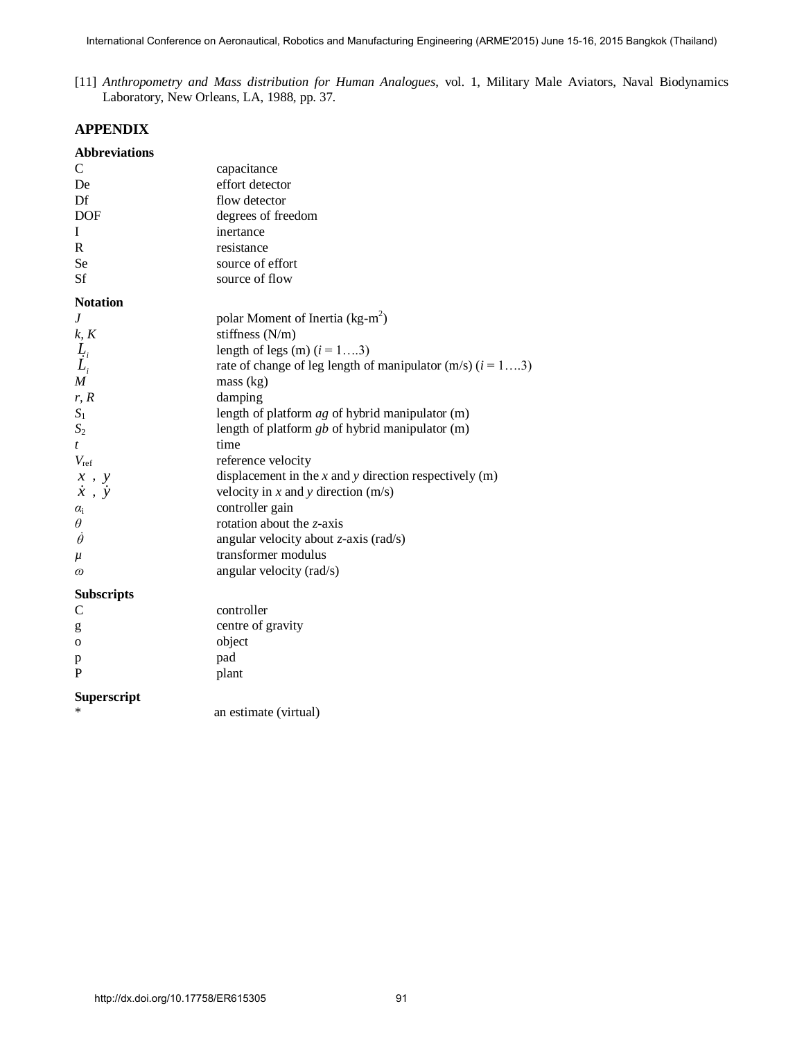[11] *Anthropometry and Mass distribution for Human Analogues*, vol. 1, Military Male Aviators, Naval Biodynamics Laboratory, New Orleans, LA, 1988, pp. 37.

## APPENDIX

### Abbreviations

| | |
|---|---|
| C | capacitance |
| De | effort detector |
| Df | flow detector |
| DOF | degrees of freedom |
| I | inertance |
| R | resistance |
| Se | source of effort |
| Sf | source of flow |

### Notation

| | |
|---|---|
| $J$ | polar Moment of Inertia (kg-m$^2$) |
| $k$, $K$ | stiffness (N/m) |
| $L_i$ | length of legs (m) ($i$ = 1….3) |
| $\dot{L}_i$ | rate of change of leg length of manipulator (m/s) ($i$ = 1….3) |
| $M$ | mass (kg) |
| $r$, $R$ | damping |
| $S_1$ | length of platform *ag* of hybrid manipulator (m) |
| $S_2$ | length of platform *gb* of hybrid manipulator (m) |
| $t$ | time |
| $V_{ref}$ | reference velocity |
| $x$ , $y$ | displacement in the $x$ and $y$ direction respectively (m) |
| $\dot{x}$ , $\dot{y}$ | velocity in $x$ and $y$ direction (m/s) |
| $\alpha_i$ | controller gain |
| $\theta$ | rotation about the $z$-axis |
| $\dot{\theta}$ | angular velocity about $z$-axis (rad/s) |
| $\mu$ | transformer modulus |
| $\varpi$ | angular velocity (rad/s) |

### Subscripts

| | |
|---|---|
| C | controller |
| g | centre of gravity |
| o | object |
| p | pad |
| P | plant |

### Superscript

| | |
|---|---|
| * | an estimate (virtual) |